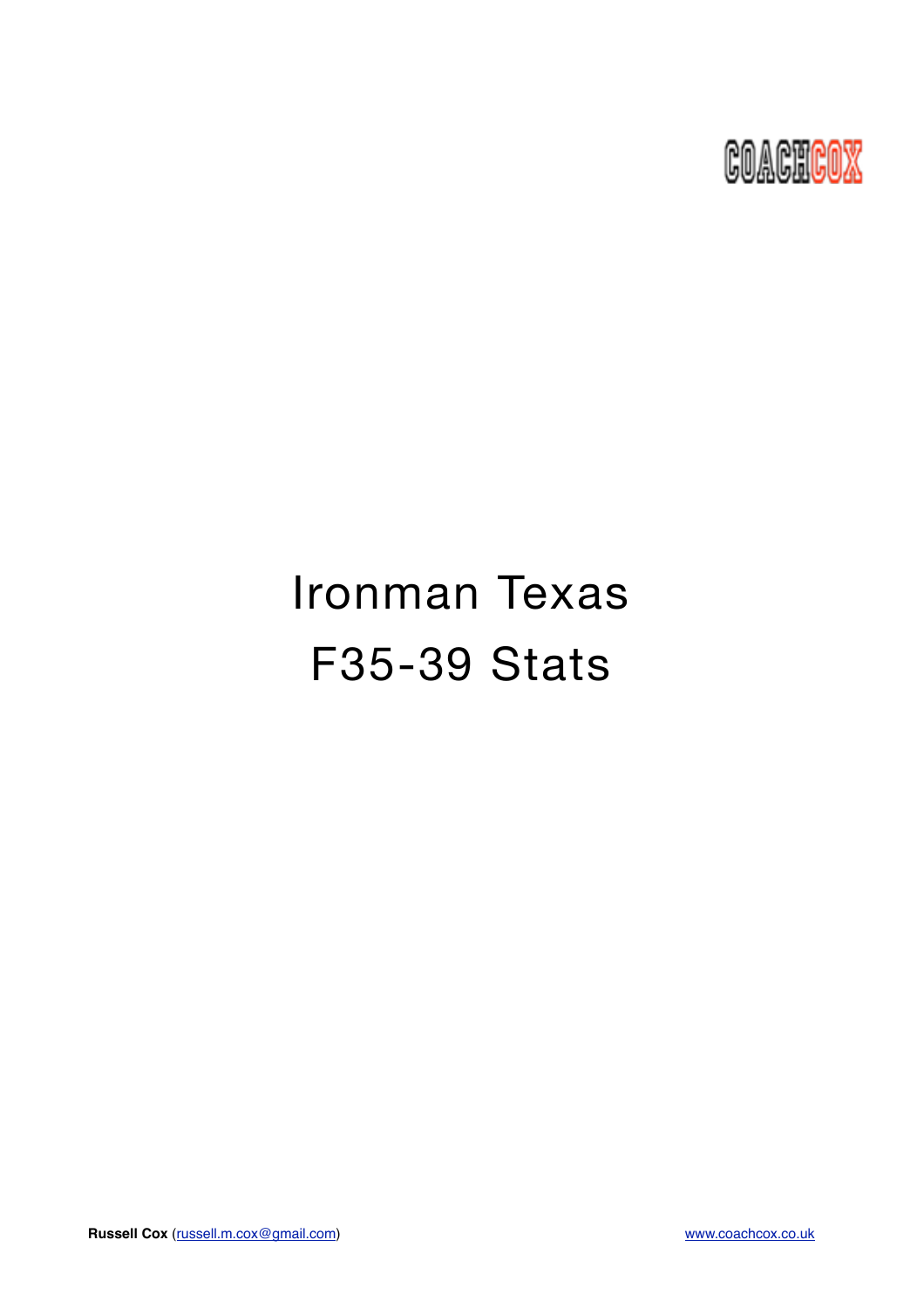COACHCOX

# Ironman Texas

# F35-39 Stats

**Russell Cox** (russell.m.cox@gmail.com) www.coachcox.co.uk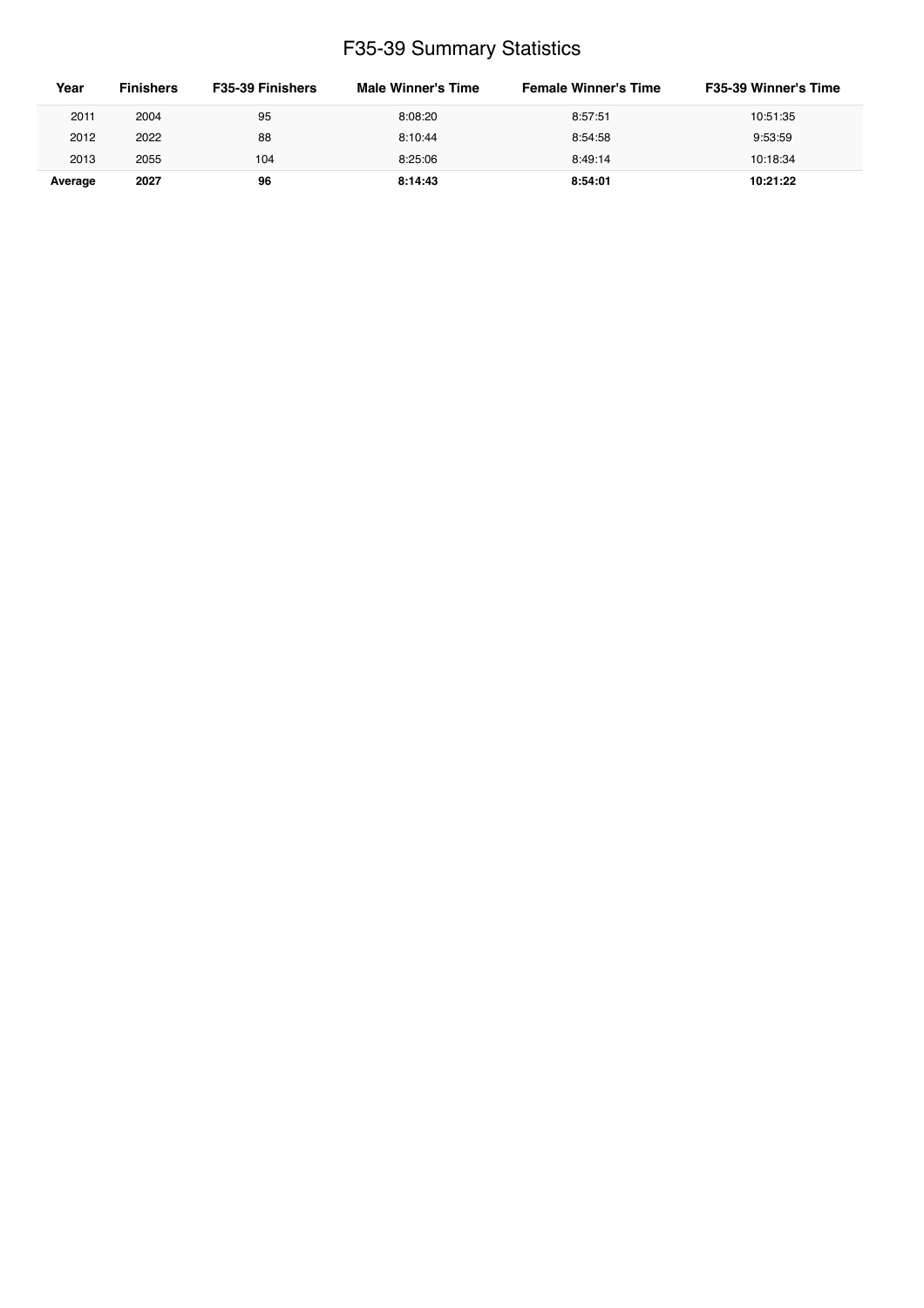# F35-39 Summary Statistics

| Year | Finishers | F35-39 Finishers | Male Winner's Time | Female Winner's Time | F35-39 Winner's Time |
|---|---|---|---|---|---|
| 2011 | 2004 | 95 | 8:08:20 | 8:57:51 | 10:51:35 |
| 2012 | 2022 | 88 | 8:10:44 | 8:54:58 | 9:53:59 |
| 2013 | 2055 | 104 | 8:25:06 | 8:49:14 | 10:18:34 |
| **Average** | **2027** | **96** | **8:14:43** | **8:54:01** | **10:21:22** |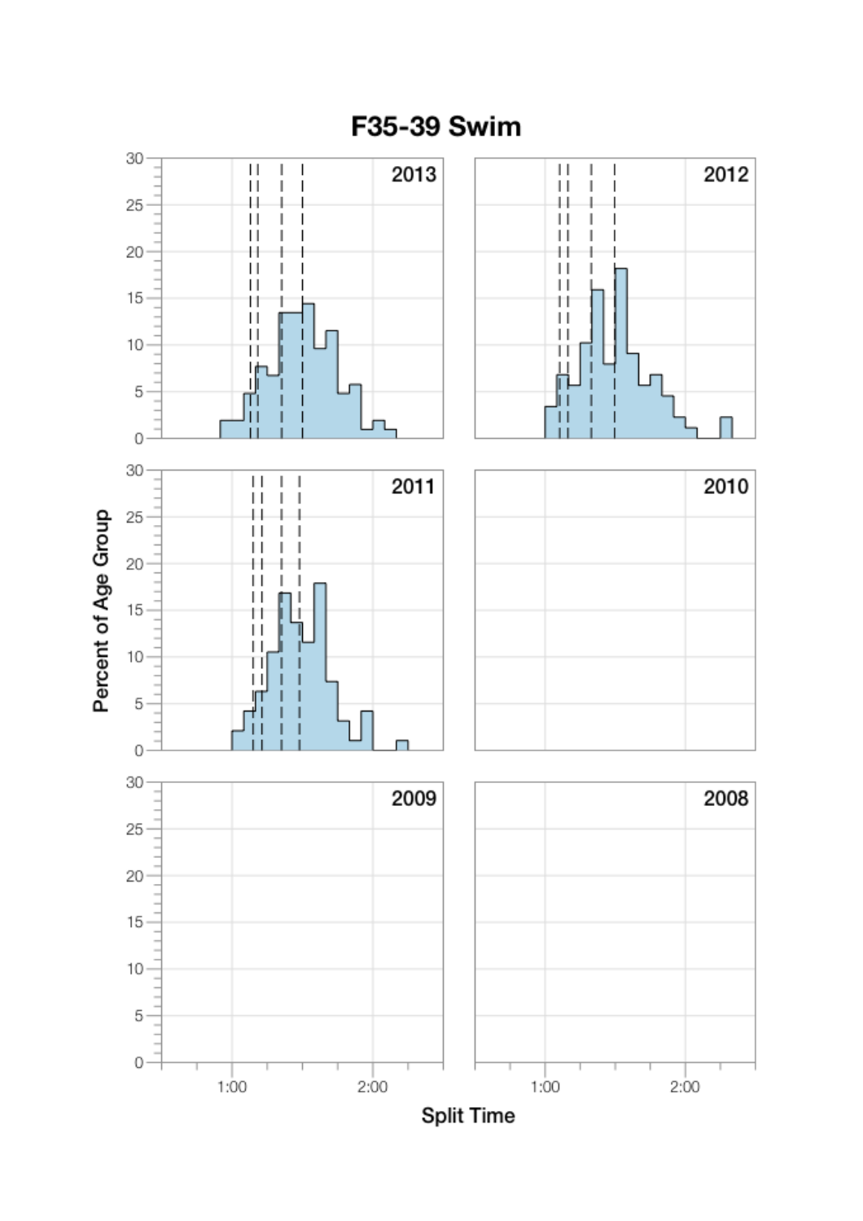# F35-39 Swim

2013

2012

2011

2010

2009

2008

Percent of Age Group

Split Time

0 5 10 15 20 25 30

1:00 2:00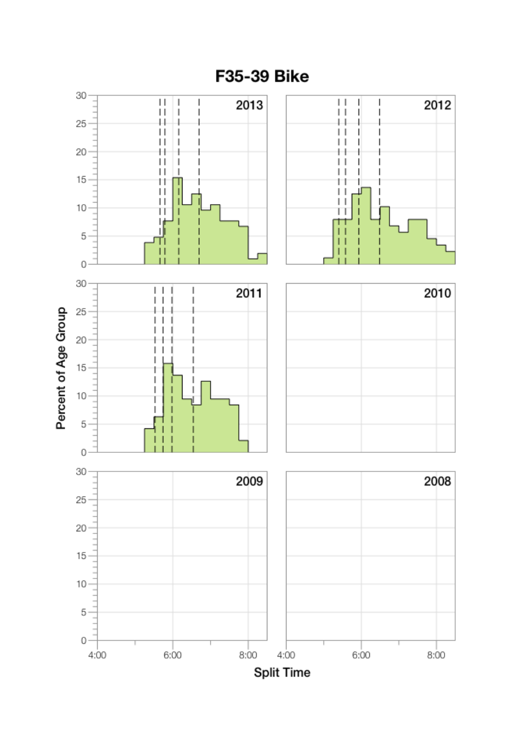# F35-39 Bike

2013

2012

2011

2010

2009

2008

Percent of Age Group

Split Time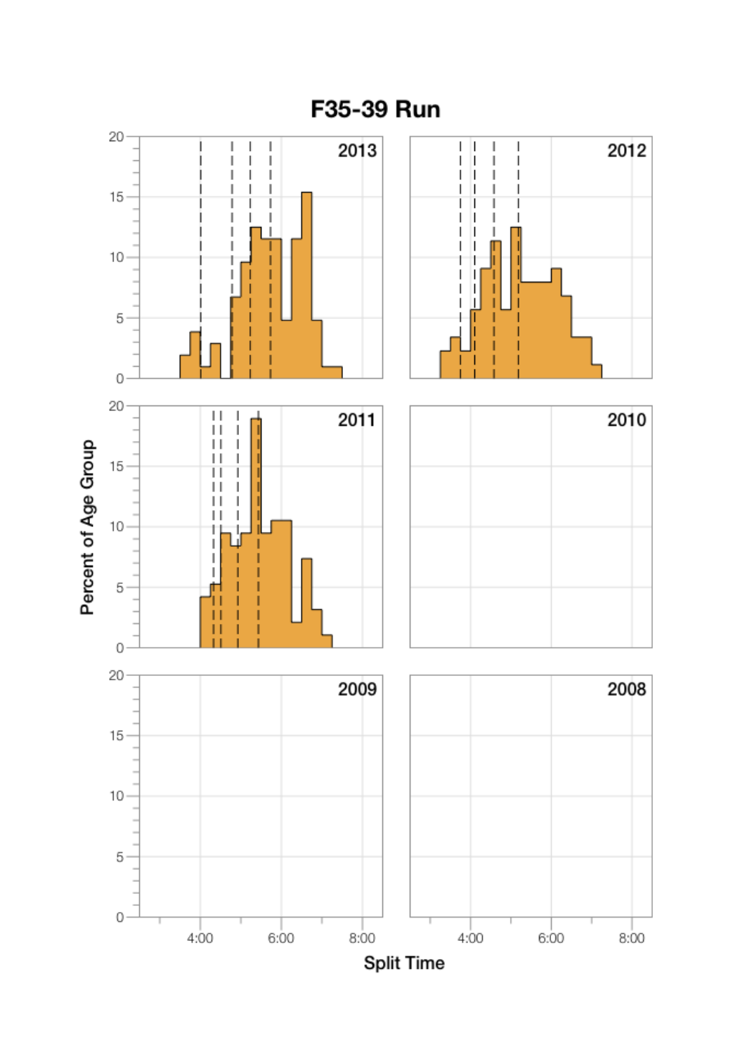# F35-39 Run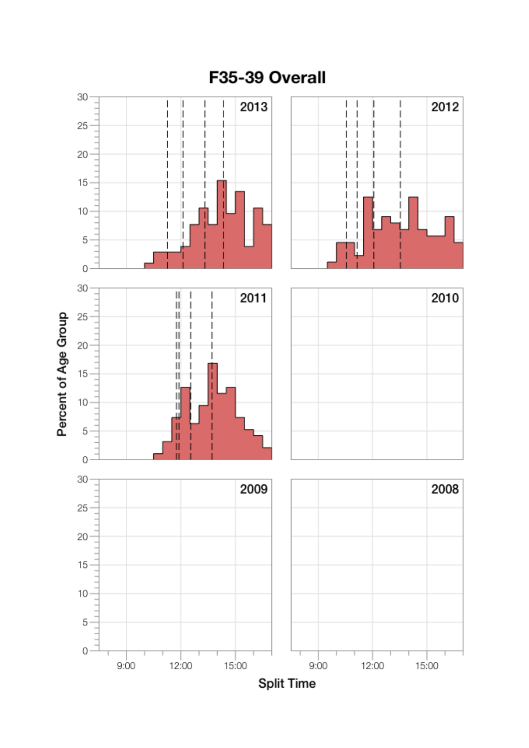# F35-39 Overall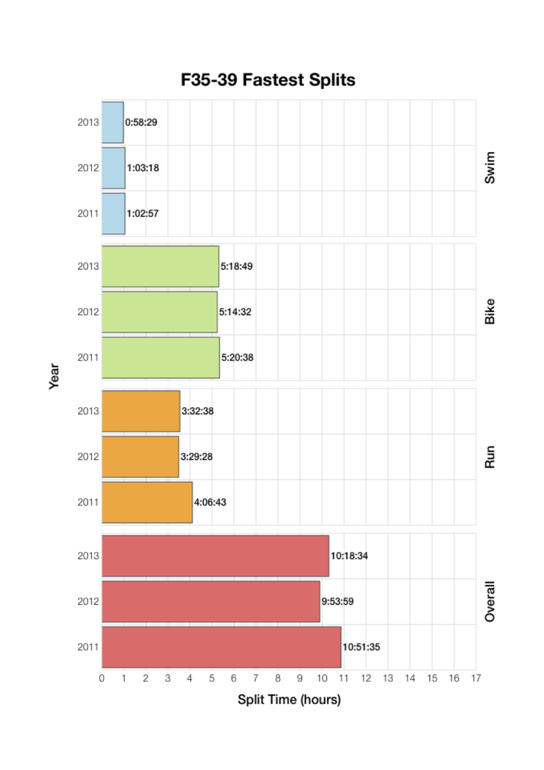# F35-39 Fastest Splits

| Segment | Year | Split Time |
|---|---|---|
| Swim | 2013 | 0:58:29 |
| Swim | 2012 | 1:03:18 |
| Swim | 2011 | 1:02:57 |
| Bike | 2013 | 5:18:49 |
| Bike | 2012 | 5:14:32 |
| Bike | 2011 | 5:20:38 |
| Run | 2013 | 3:32:38 |
| Run | 2012 | 3:29:28 |
| Run | 2011 | 4:06:43 |
| Overall | 2013 | 10:18:34 |
| Overall | 2012 | 9:53:59 |
| Overall | 2011 | 10:51:35 |

Year

Split Time (hours)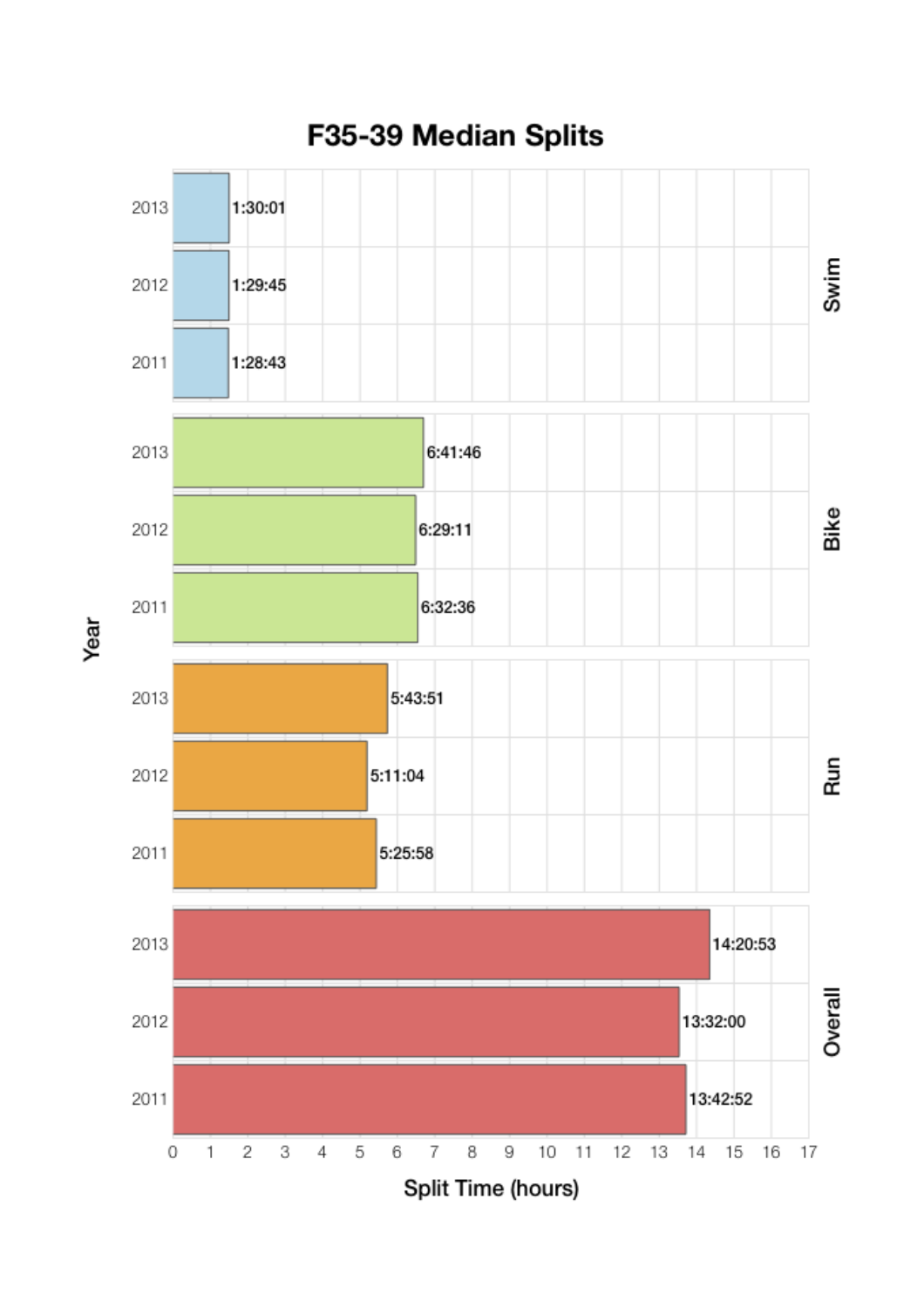# F35-39 Median Splits

| Split | Year | Split Time |
|---|---|---|
| Swim | 2013 | 1:30:01 |
| Swim | 2012 | 1:29:45 |
| Swim | 2011 | 1:28:43 |
| Bike | 2013 | 6:41:46 |
| Bike | 2012 | 6:29:11 |
| Bike | 2011 | 6:32:36 |
| Run | 2013 | 5:43:51 |
| Run | 2012 | 5:11:04 |
| Run | 2011 | 5:25:58 |
| Overall | 2013 | 14:20:53 |
| Overall | 2012 | 13:32:00 |
| Overall | 2011 | 13:42:52 |

Year

Split Time (hours)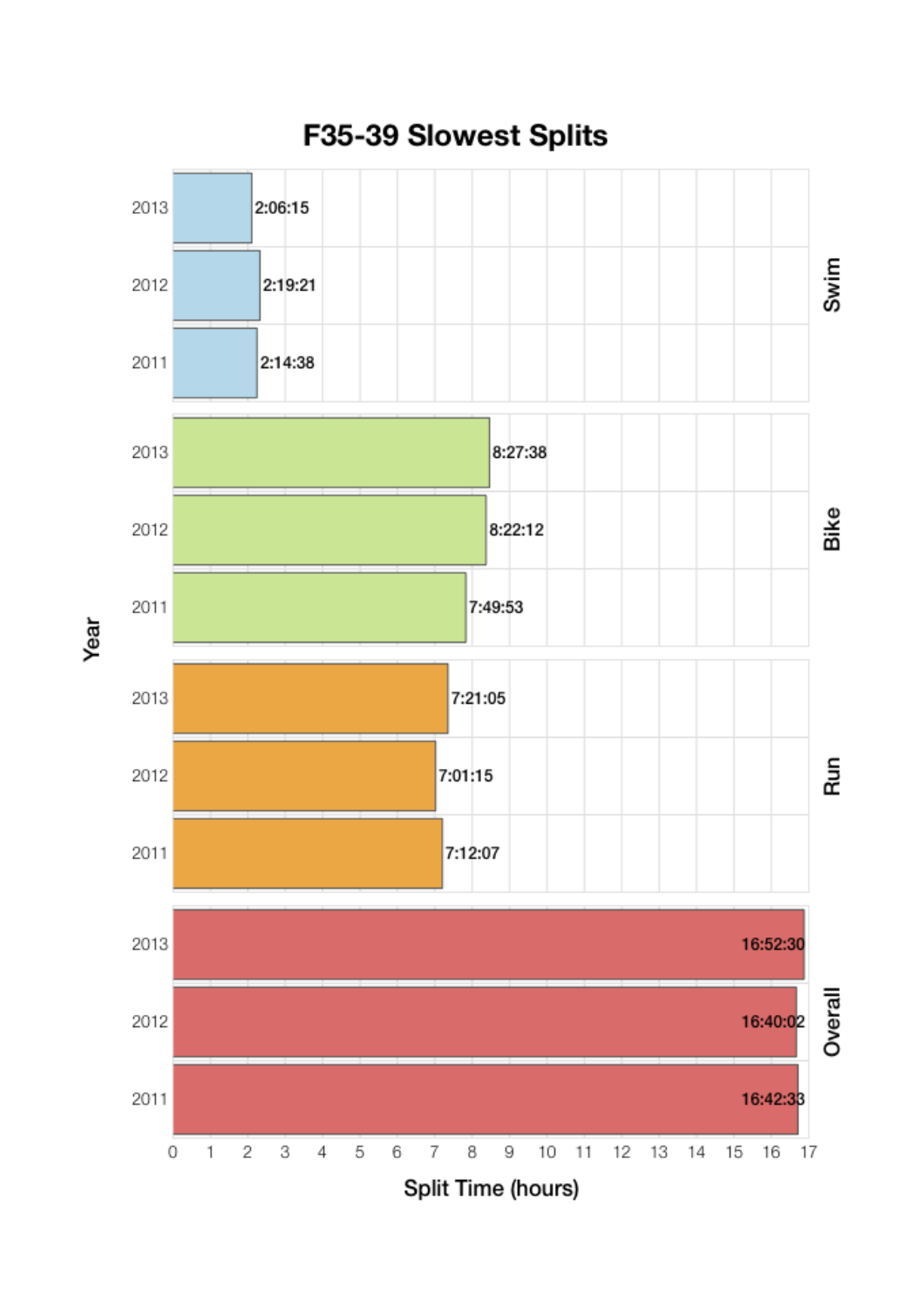# F35-39 Slowest Splits

| Split | Year | Split Time |
|---|---|---|
| Swim | 2013 | 2:06:15 |
| Swim | 2012 | 2:19:21 |
| Swim | 2011 | 2:14:38 |
| Bike | 2013 | 8:27:38 |
| Bike | 2012 | 8:22:12 |
| Bike | 2011 | 7:49:53 |
| Run | 2013 | 7:21:05 |
| Run | 2012 | 7:01:15 |
| Run | 2011 | 7:12:07 |
| Overall | 2013 | 16:52:30 |
| Overall | 2012 | 16:40:02 |
| Overall | 2011 | 16:42:33 |

Year

Split Time (hours)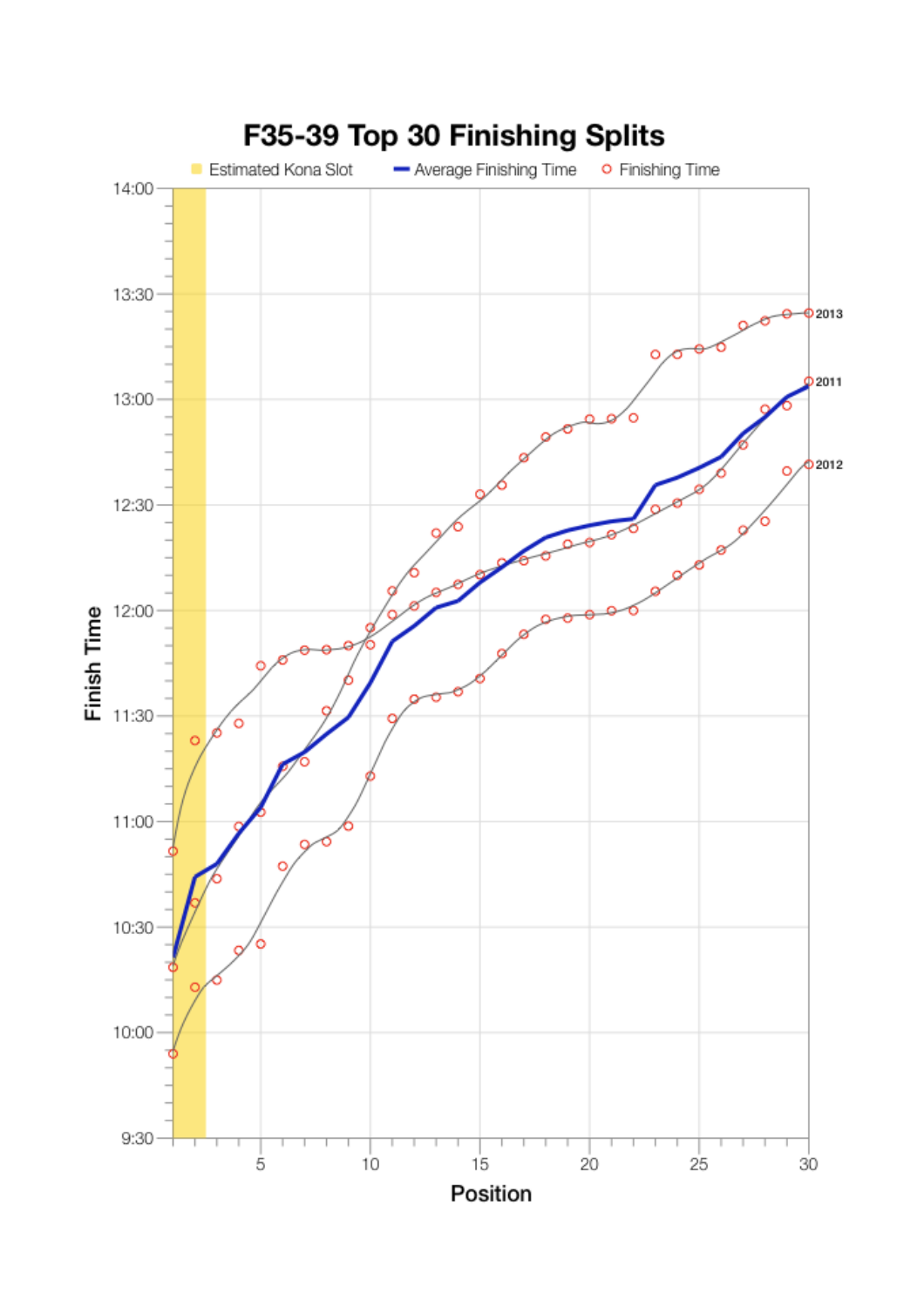## F35-39 Top 30 Finishing Splits

Estimated Kona Slot — Average Finishing Time — Finishing Time

Finish Time: 9:30, 10:00, 10:30, 11:00, 11:30, 12:00, 12:30, 13:00, 13:30, 14:00

Position: 5, 10, 15, 20, 25, 30

2013

2011

2012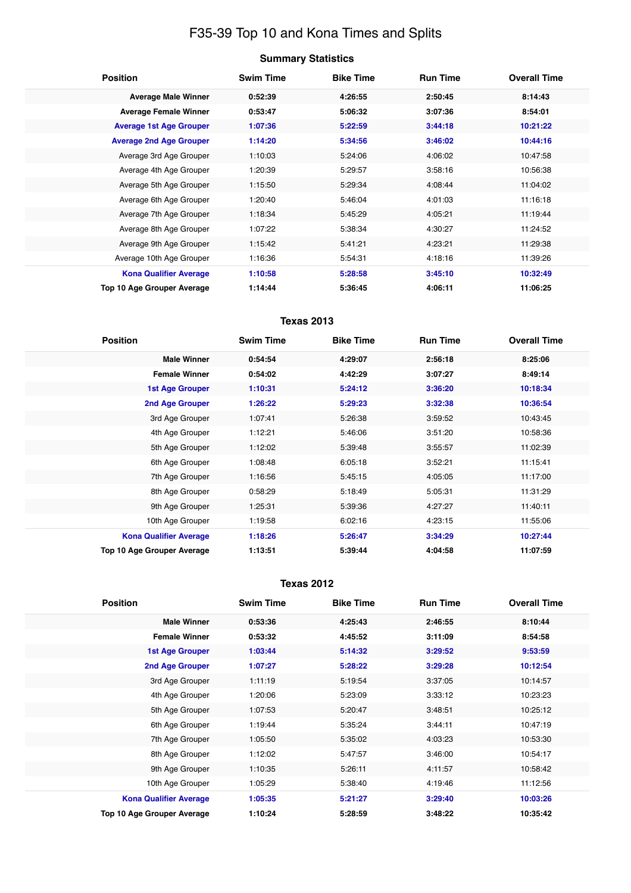# F35-39 Top 10 and Kona Times and Splits

## Summary Statistics

| Position | Swim Time | Bike Time | Run Time | Overall Time |
|---|---|---|---|---|
| **Average Male Winner** | **0:52:39** | **4:26:55** | **2:50:45** | **8:14:43** |
| **Average Female Winner** | **0:53:47** | **5:06:32** | **3:07:36** | **8:54:01** |
| **Average 1st Age Grouper** | **1:07:36** | **5:22:59** | **3:44:18** | **10:21:22** |
| **Average 2nd Age Grouper** | **1:14:20** | **5:34:56** | **3:46:02** | **10:44:16** |
| Average 3rd Age Grouper | 1:10:03 | 5:24:06 | 4:06:02 | 10:47:58 |
| Average 4th Age Grouper | 1:20:39 | 5:29:57 | 3:58:16 | 10:56:38 |
| Average 5th Age Grouper | 1:15:50 | 5:29:34 | 4:08:44 | 11:04:02 |
| Average 6th Age Grouper | 1:20:40 | 5:46:04 | 4:01:03 | 11:16:18 |
| Average 7th Age Grouper | 1:18:34 | 5:45:29 | 4:05:21 | 11:19:44 |
| Average 8th Age Grouper | 1:07:22 | 5:38:34 | 4:30:27 | 11:24:52 |
| Average 9th Age Grouper | 1:15:42 | 5:41:21 | 4:23:21 | 11:29:38 |
| Average 10th Age Grouper | 1:16:36 | 5:54:31 | 4:18:16 | 11:39:26 |
| **Kona Qualifier Average** | **1:10:58** | **5:28:58** | **3:45:10** | **10:32:49** |
| **Top 10 Age Grouper Average** | **1:14:44** | **5:36:45** | **4:06:11** | **11:06:25** |

## Texas 2013

| Position | Swim Time | Bike Time | Run Time | Overall Time |
|---|---|---|---|---|
| **Male Winner** | **0:54:54** | **4:29:07** | **2:56:18** | **8:25:06** |
| **Female Winner** | **0:54:02** | **4:42:29** | **3:07:27** | **8:49:14** |
| **1st Age Grouper** | **1:10:31** | **5:24:12** | **3:36:20** | **10:18:34** |
| **2nd Age Grouper** | **1:26:22** | **5:29:23** | **3:32:38** | **10:36:54** |
| 3rd Age Grouper | 1:07:41 | 5:26:38 | 3:59:52 | 10:43:45 |
| 4th Age Grouper | 1:12:21 | 5:46:06 | 3:51:20 | 10:58:36 |
| 5th Age Grouper | 1:12:02 | 5:39:48 | 3:55:57 | 11:02:39 |
| 6th Age Grouper | 1:08:48 | 6:05:18 | 3:52:21 | 11:15:41 |
| 7th Age Grouper | 1:16:56 | 5:45:15 | 4:05:05 | 11:17:00 |
| 8th Age Grouper | 0:58:29 | 5:18:49 | 5:05:31 | 11:31:29 |
| 9th Age Grouper | 1:25:31 | 5:39:36 | 4:27:27 | 11:40:11 |
| 10th Age Grouper | 1:19:58 | 6:02:16 | 4:23:15 | 11:55:06 |
| **Kona Qualifier Average** | **1:18:26** | **5:26:47** | **3:34:29** | **10:27:44** |
| **Top 10 Age Grouper Average** | **1:13:51** | **5:39:44** | **4:04:58** | **11:07:59** |

## Texas 2012

| Position | Swim Time | Bike Time | Run Time | Overall Time |
|---|---|---|---|---|
| **Male Winner** | **0:53:36** | **4:25:43** | **2:46:55** | **8:10:44** |
| **Female Winner** | **0:53:32** | **4:45:52** | **3:11:09** | **8:54:58** |
| **1st Age Grouper** | **1:03:44** | **5:14:32** | **3:29:52** | **9:53:59** |
| **2nd Age Grouper** | **1:07:27** | **5:28:22** | **3:29:28** | **10:12:54** |
| 3rd Age Grouper | 1:11:19 | 5:19:54 | 3:37:05 | 10:14:57 |
| 4th Age Grouper | 1:20:06 | 5:23:09 | 3:33:12 | 10:23:23 |
| 5th Age Grouper | 1:07:53 | 5:20:47 | 3:48:51 | 10:25:12 |
| 6th Age Grouper | 1:19:44 | 5:35:24 | 3:44:11 | 10:47:19 |
| 7th Age Grouper | 1:05:50 | 5:35:02 | 4:03:23 | 10:53:30 |
| 8th Age Grouper | 1:12:02 | 5:47:57 | 3:46:00 | 10:54:17 |
| 9th Age Grouper | 1:10:35 | 5:26:11 | 4:11:57 | 10:58:42 |
| 10th Age Grouper | 1:05:29 | 5:38:40 | 4:19:46 | 11:12:56 |
| **Kona Qualifier Average** | **1:05:35** | **5:21:27** | **3:29:40** | **10:03:26** |
| **Top 10 Age Grouper Average** | **1:10:24** | **5:28:59** | **3:48:22** | **10:35:42** |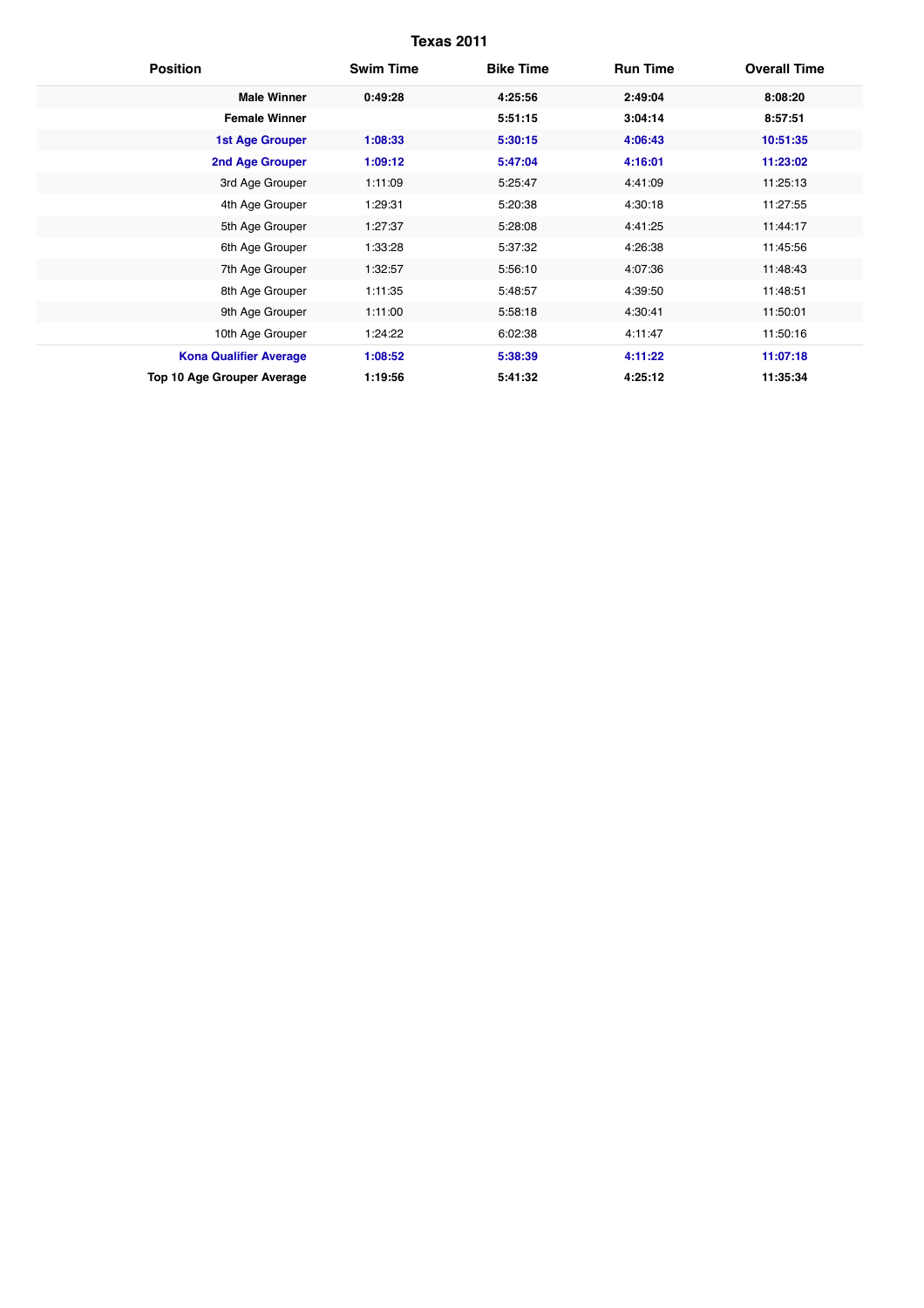## Texas 2011

| Position | Swim Time | Bike Time | Run Time | Overall Time |
| --- | --- | --- | --- | --- |
| **Male Winner** | **0:49:28** | **4:25:56** | **2:49:04** | **8:08:20** |
| **Female Winner** | | **5:51:15** | **3:04:14** | **8:57:51** |
| **1st Age Grouper** | **1:08:33** | **5:30:15** | **4:06:43** | **10:51:35** |
| **2nd Age Grouper** | **1:09:12** | **5:47:04** | **4:16:01** | **11:23:02** |
| 3rd Age Grouper | 1:11:09 | 5:25:47 | 4:41:09 | 11:25:13 |
| 4th Age Grouper | 1:29:31 | 5:20:38 | 4:30:18 | 11:27:55 |
| 5th Age Grouper | 1:27:37 | 5:28:08 | 4:41:25 | 11:44:17 |
| 6th Age Grouper | 1:33:28 | 5:37:32 | 4:26:38 | 11:45:56 |
| 7th Age Grouper | 1:32:57 | 5:56:10 | 4:07:36 | 11:48:43 |
| 8th Age Grouper | 1:11:35 | 5:48:57 | 4:39:50 | 11:48:51 |
| 9th Age Grouper | 1:11:00 | 5:58:18 | 4:30:41 | 11:50:01 |
| 10th Age Grouper | 1:24:22 | 6:02:38 | 4:11:47 | 11:50:16 |
| **Kona Qualifier Average** | **1:08:52** | **5:38:39** | **4:11:22** | **11:07:18** |
| **Top 10 Age Grouper Average** | **1:19:56** | **5:41:32** | **4:25:12** | **11:35:34** |